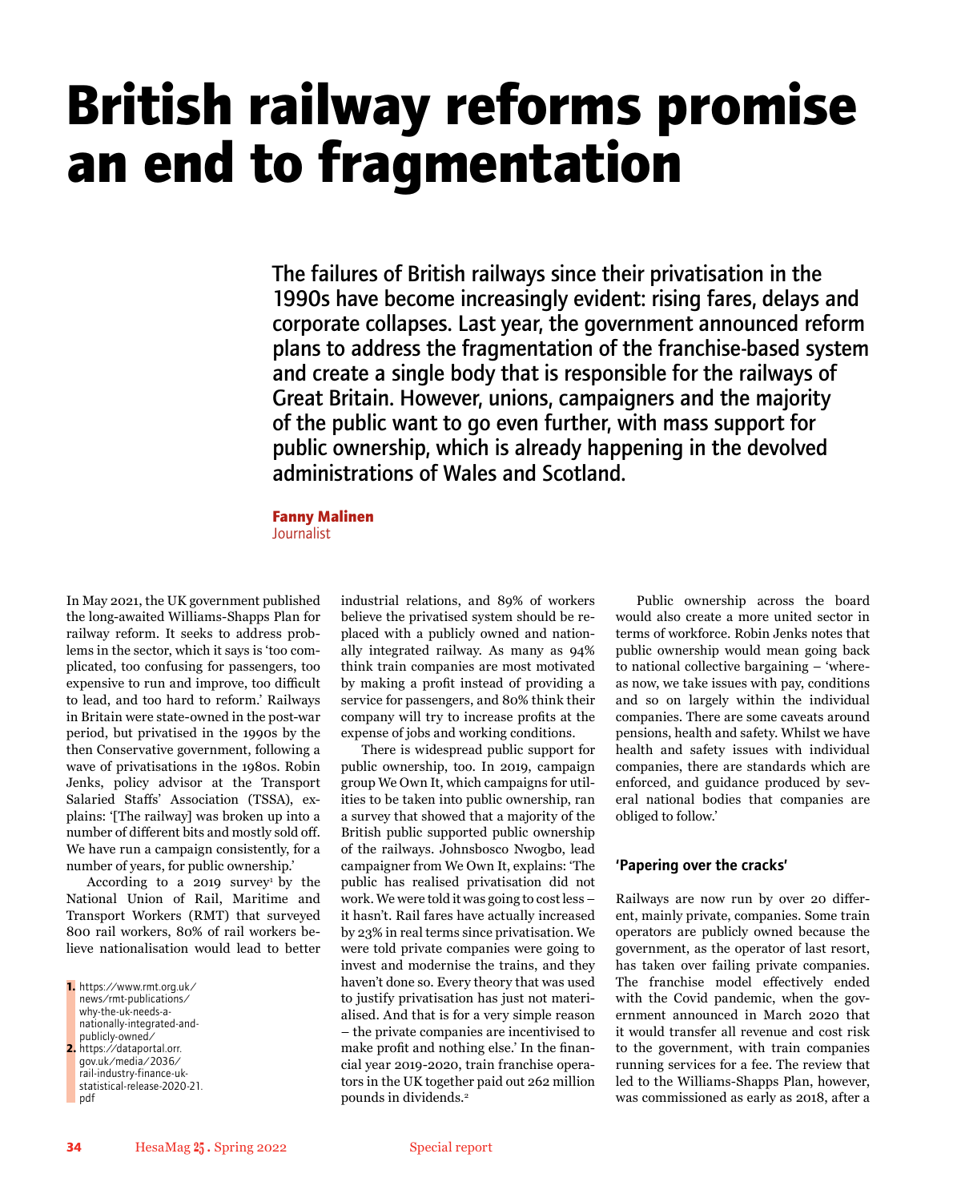# British railway reforms promise an end to fragmentation

**The failures of British railways since their privatisation in the 1990s have become increasingly evident: rising fares, delays and corporate collapses. Last year, the government announced reform plans to address the fragmentation of the franchise-based system and create a single body that is responsible for the railways of Great Britain. However, unions, campaigners and the majority of the public want to go even further, with mass support for public ownership, which is already happening in the devolved administrations of Wales and Scotland.**

**Fanny Malinen**
Journalist

In May 2021, the UK government published the long-awaited Williams-Shapps Plan for railway reform. It seeks to address problems in the sector, which it says is 'too complicated, too confusing for passengers, too expensive to run and improve, too difficult to lead, and too hard to reform.' Railways in Britain were state-owned in the post-war period, but privatised in the 1990s by the then Conservative government, following a wave of privatisations in the 1980s. Robin Jenks, policy advisor at the Transport Salaried Staffs' Association (TSSA), explains: '[The railway] was broken up into a number of different bits and mostly sold off. We have run a campaign consistently, for a number of years, for public ownership.'

According to a 2019 survey[1] by the National Union of Rail, Maritime and Transport Workers (RMT) that surveyed 800 rail workers, 80% of rail workers believe nationalisation would lead to better industrial relations, and 89% of workers believe the privatised system should be replaced with a publicly owned and nationally integrated railway. As many as 94% think train companies are most motivated by making a profit instead of providing a service for passengers, and 80% think their company will try to increase profits at the expense of jobs and working conditions.

There is widespread public support for public ownership, too. In 2019, campaign group We Own It, which campaigns for utilities to be taken into public ownership, ran a survey that showed that a majority of the British public supported public ownership of the railways. Johnsbosco Nwogbo, lead campaigner from We Own It, explains: 'The public has realised privatisation did not work. We were told it was going to cost less – it hasn't. Rail fares have actually increased by 23% in real terms since privatisation. We were told private companies were going to invest and modernise the trains, and they haven't done so. Every theory that was used to justify privatisation has just not materialised. And that is for a very simple reason – the private companies are incentivised to make profit and nothing else.' In the financial year 2019-2020, train franchise operators in the UK together paid out 262 million pounds in dividends.[2]

Public ownership across the board would also create a more united sector in terms of workforce. Robin Jenks notes that public ownership would mean going back to national collective bargaining – 'whereas now, we take issues with pay, conditions and so on largely within the individual companies. There are some caveats around pensions, health and safety. Whilst we have health and safety issues with individual companies, there are standards which are enforced, and guidance produced by several national bodies that companies are obliged to follow.'

### 'Papering over the cracks'

Railways are now run by over 20 different, mainly private, companies. Some train operators are publicly owned because the government, as the operator of last resort, has taken over failing private companies. The franchise model effectively ended with the Covid pandemic, when the government announced in March 2020 that it would transfer all revenue and cost risk to the government, with train companies running services for a fee. The review that led to the Williams-Shapps Plan, however, was commissioned as early as 2018, after a

1. https://www.rmt.org.uk/news/rmt-publications/why-the-uk-needs-a-nationally-integrated-and-publicly-owned/
2. https://dataportal.orr.gov.uk/media/2036/rail-industry-finance-uk-statistical-release-2020-21.pdf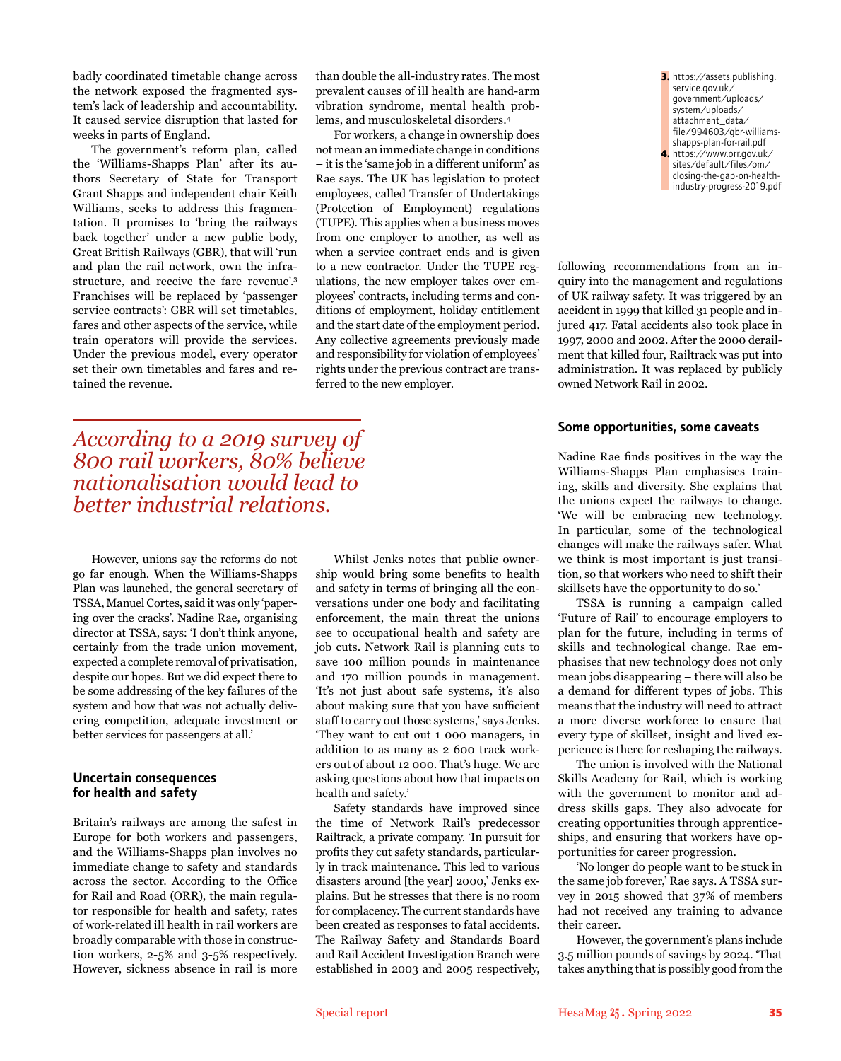badly coordinated timetable change across the network exposed the fragmented system's lack of leadership and accountability. It caused service disruption that lasted for weeks in parts of England.

The government's reform plan, called the 'Williams-Shapps Plan' after its authors Secretary of State for Transport Grant Shapps and independent chair Keith Williams, seeks to address this fragmentation. It promises to 'bring the railways back together' under a new public body, Great British Railways (GBR), that will 'run and plan the rail network, own the infrastructure, and receive the fare revenue'.[3] Franchises will be replaced by 'passenger service contracts': GBR will set timetables, fares and other aspects of the service, while train operators will provide the services. Under the previous model, every operator set their own timetables and fares and retained the revenue.

However, unions say the reforms do not go far enough. When the Williams-Shapps Plan was launched, the general secretary of TSSA, Manuel Cortes, said it was only 'papering over the cracks'. Nadine Rae, organising director at TSSA, says: 'I don't think anyone, certainly from the trade union movement, expected a complete removal of privatisation, despite our hopes. But we did expect there to be some addressing of the key failures of the system and how that was not actually delivering competition, adequate investment or better services for passengers at all.'

## Uncertain consequences for health and safety

Britain's railways are among the safest in Europe for both workers and passengers, and the Williams-Shapps plan involves no immediate change to safety and standards across the sector. According to the Office for Rail and Road (ORR), the main regulator responsible for health and safety, rates of work-related ill health in rail workers are broadly comparable with those in construction workers, 2-5% and 3-5% respectively. However, sickness absence in rail is more than double the all-industry rates. The most prevalent causes of ill health are hand-arm vibration syndrome, mental health problems, and musculoskeletal disorders.[4]

For workers, a change in ownership does not mean an immediate change in conditions – it is the 'same job in a different uniform' as Rae says. The UK has legislation to protect employees, called Transfer of Undertakings (Protection of Employment) regulations (TUPE). This applies when a business moves from one employer to another, as well as when a service contract ends and is given to a new contractor. Under the TUPE regulations, the new employer takes over employees' contracts, including terms and conditions of employment, holiday entitlement and the start date of the employment period. Any collective agreements previously made and responsibility for violation of employees' rights under the previous contract are transferred to the new employer.

*According to a 2019 survey of 800 rail workers, 80% believe nationalisation would lead to better industrial relations.*

Whilst Jenks notes that public ownership would bring some benefits to health and safety in terms of bringing all the conversations under one body and facilitating enforcement, the main threat the unions see to occupational health and safety are job cuts. Network Rail is planning cuts to save 100 million pounds in maintenance and 170 million pounds in management. 'It's not just about safe systems, it's also about making sure that you have sufficient staff to carry out those systems,' says Jenks. 'They want to cut out 1 000 managers, in addition to as many as 2 600 track workers out of about 12 000. That's huge. We are asking questions about how that impacts on health and safety.'

Safety standards have improved since the time of Network Rail's predecessor Railtrack, a private company. 'In pursuit for profits they cut safety standards, particularly in track maintenance. This led to various disasters around [the year] 2000,' Jenks explains. But he stresses that there is no room for complacency. The current standards have been created as responses to fatal accidents. The Railway Safety and Standards Board and Rail Accident Investigation Branch were established in 2003 and 2005 respectively, following recommendations from an inquiry into the management and regulations of UK railway safety. It was triggered by an accident in 1999 that killed 31 people and injured 417. Fatal accidents also took place in 1997, 2000 and 2002. After the 2000 derailment that killed four, Railtrack was put into administration. It was replaced by publicly owned Network Rail in 2002.

## Some opportunities, some caveats

Nadine Rae finds positives in the way the Williams-Shapps Plan emphasises training, skills and diversity. She explains that the unions expect the railways to change. 'We will be embracing new technology. In particular, some of the technological changes will make the railways safer. What we think is most important is just transition, so that workers who need to shift their skillsets have the opportunity to do so.'

TSSA is running a campaign called 'Future of Rail' to encourage employers to plan for the future, including in terms of skills and technological change. Rae emphasises that new technology does not only mean jobs disappearing – there will also be a demand for different types of jobs. This means that the industry will need to attract a more diverse workforce to ensure that every type of skillset, insight and lived experience is there for reshaping the railways.

The union is involved with the National Skills Academy for Rail, which is working with the government to monitor and address skills gaps. They also advocate for creating opportunities through apprenticeships, and ensuring that workers have opportunities for career progression.

'No longer do people want to be stuck in the same job forever,' Rae says. A TSSA survey in 2015 showed that 37% of members had not received any training to advance their career.

However, the government's plans include 3.5 million pounds of savings by 2024. 'That takes anything that is possibly good from the

3. https://assets.publishing.service.gov.uk/government/uploads/system/uploads/attachment_data/file/994603/gbr-williams-shapps-plan-for-rail.pdf
4. https://www.orr.gov.uk/sites/default/files/om/closing-the-gap-on-health-industry-progress-2019.pdf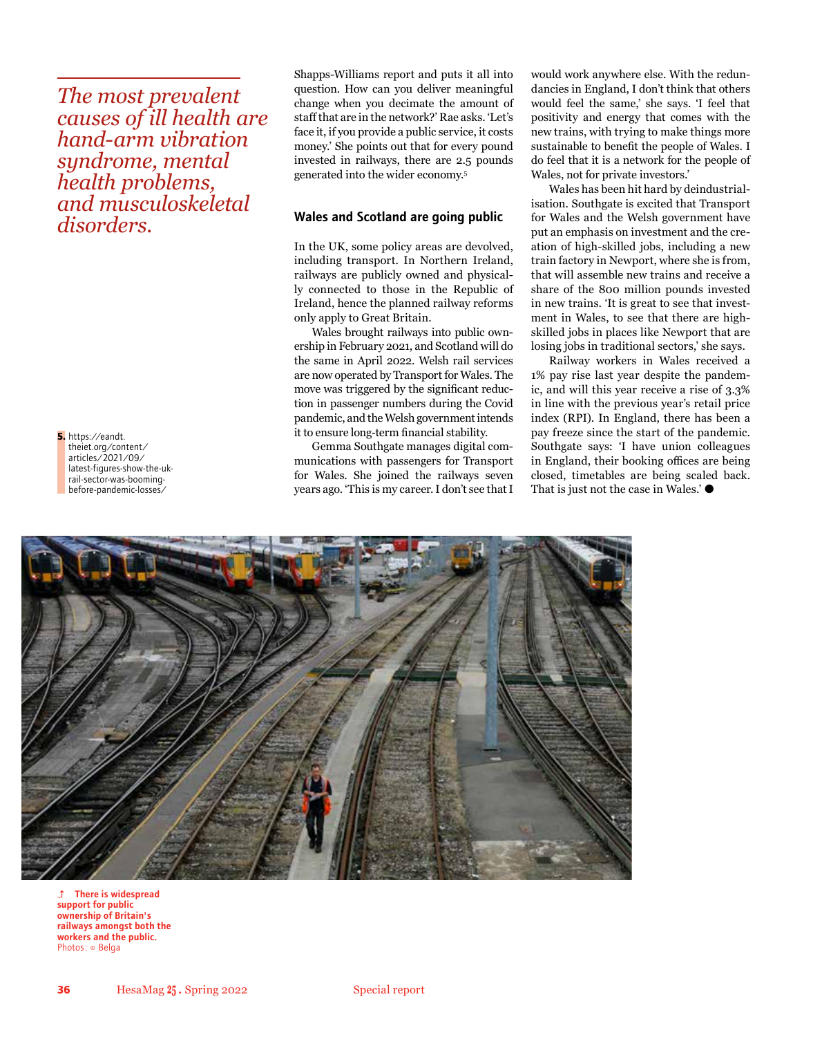*The most prevalent causes of ill health are hand-arm vibration syndrome, mental health problems, and musculoskeletal disorders.*

Shapps-Williams report and puts it all into question. How can you deliver meaningful change when you decimate the amount of staff that are in the network?' Rae asks. 'Let's face it, if you provide a public service, it costs money.' She points out that for every pound invested in railways, there are 2.5 pounds generated into the wider economy.[5]

## Wales and Scotland are going public

In the UK, some policy areas are devolved, including transport. In Northern Ireland, railways are publicly owned and physically connected to those in the Republic of Ireland, hence the planned railway reforms only apply to Great Britain.

Wales brought railways into public ownership in February 2021, and Scotland will do the same in April 2022. Welsh rail services are now operated by Transport for Wales. The move was triggered by the significant reduction in passenger numbers during the Covid pandemic, and the Welsh government intends it to ensure long-term financial stability.

Gemma Southgate manages digital communications with passengers for Transport for Wales. She joined the railways seven years ago. 'This is my career. I don't see that I would work anywhere else. With the redundancies in England, I don't think that others would feel the same,' she says. 'I feel that positivity and energy that comes with the new trains, with trying to make things more sustainable to benefit the people of Wales. I do feel that it is a network for the people of Wales, not for private investors.'

Wales has been hit hard by deindustrialisation. Southgate is excited that Transport for Wales and the Welsh government have put an emphasis on investment and the creation of high-skilled jobs, including a new train factory in Newport, where she is from, that will assemble new trains and receive a share of the 800 million pounds invested in new trains. 'It is great to see that investment in Wales, to see that there are high-skilled jobs in places like Newport that are losing jobs in traditional sectors,' she says.

Railway workers in Wales received a 1% pay rise last year despite the pandemic, and will this year receive a rise of 3.3% in line with the previous year's retail price index (RPI). In England, there has been a pay freeze since the start of the pandemic. Southgate says: 'I have union colleagues in England, their booking offices are being closed, timetables are being scaled back. That is just not the case in Wales.' ●

**5.** https://eandt.theiet.org/content/articles/2021/09/latest-figures-show-the-uk-rail-sector-was-booming-before-pandemic-losses/

**↑ There is widespread support for public ownership of Britain's railways amongst both the workers and the public.**
Photos: © Belga